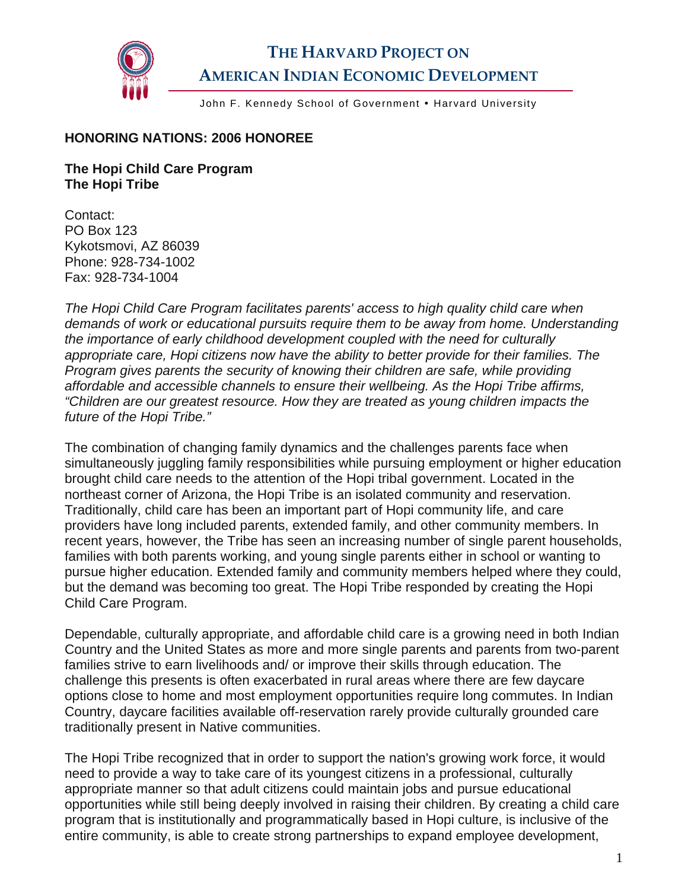# THE HARVARD PROJECT ON AMERICAN INDIAN ECONOMIC DEVELOPMENT

John F. Kennedy School of Government • Harvard University

**HONORING NATIONS: 2006 HONOREE**

**The Hopi Child Care Program**
**The Hopi Tribe**

Contact:
PO Box 123
Kykotsmovi, AZ 86039
Phone: 928-734-1002
Fax: 928-734-1004

*The Hopi Child Care Program facilitates parents' access to high quality child care when demands of work or educational pursuits require them to be away from home. Understanding the importance of early childhood development coupled with the need for culturally appropriate care, Hopi citizens now have the ability to better provide for their families. The Program gives parents the security of knowing their children are safe, while providing affordable and accessible channels to ensure their wellbeing. As the Hopi Tribe affirms, "Children are our greatest resource. How they are treated as young children impacts the future of the Hopi Tribe."*

The combination of changing family dynamics and the challenges parents face when simultaneously juggling family responsibilities while pursuing employment or higher education brought child care needs to the attention of the Hopi tribal government. Located in the northeast corner of Arizona, the Hopi Tribe is an isolated community and reservation. Traditionally, child care has been an important part of Hopi community life, and care providers have long included parents, extended family, and other community members. In recent years, however, the Tribe has seen an increasing number of single parent households, families with both parents working, and young single parents either in school or wanting to pursue higher education. Extended family and community members helped where they could, but the demand was becoming too great. The Hopi Tribe responded by creating the Hopi Child Care Program.

Dependable, culturally appropriate, and affordable child care is a growing need in both Indian Country and the United States as more and more single parents and parents from two-parent families strive to earn livelihoods and/ or improve their skills through education. The challenge this presents is often exacerbated in rural areas where there are few daycare options close to home and most employment opportunities require long commutes. In Indian Country, daycare facilities available off-reservation rarely provide culturally grounded care traditionally present in Native communities.

The Hopi Tribe recognized that in order to support the nation's growing work force, it would need to provide a way to take care of its youngest citizens in a professional, culturally appropriate manner so that adult citizens could maintain jobs and pursue educational opportunities while still being deeply involved in raising their children. By creating a child care program that is institutionally and programmatically based in Hopi culture, is inclusive of the entire community, is able to create strong partnerships to expand employee development,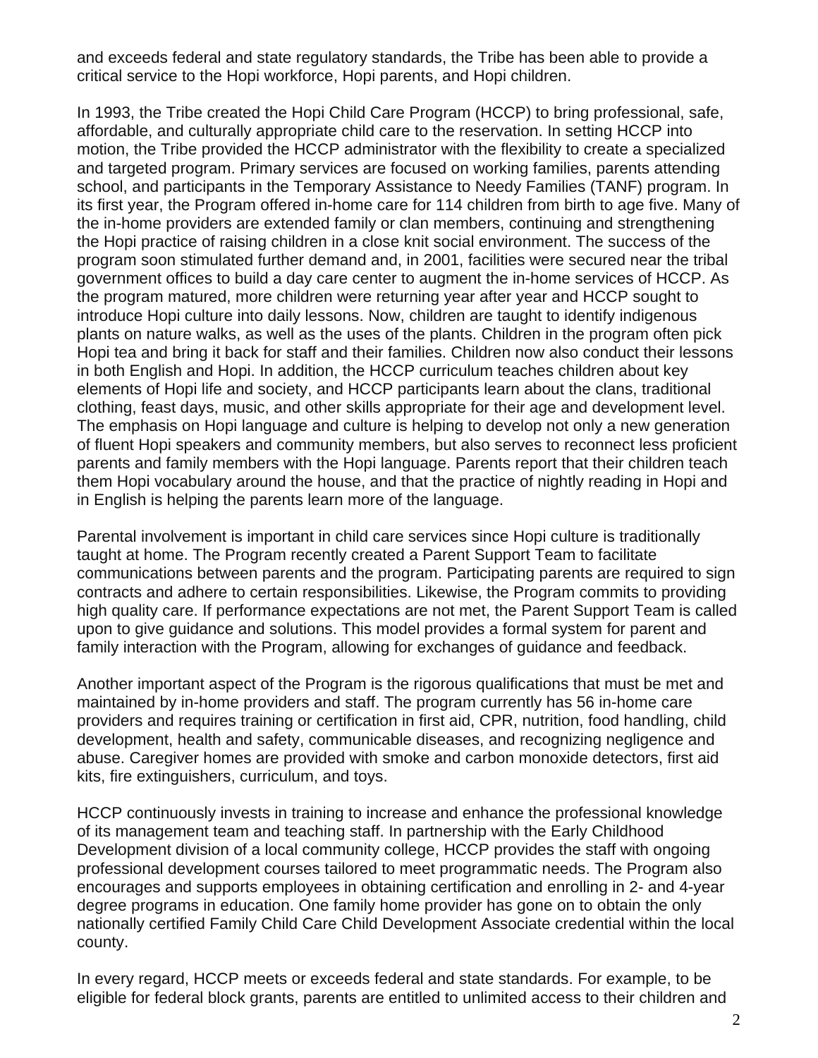and exceeds federal and state regulatory standards, the Tribe has been able to provide a critical service to the Hopi workforce, Hopi parents, and Hopi children.

In 1993, the Tribe created the Hopi Child Care Program (HCCP) to bring professional, safe, affordable, and culturally appropriate child care to the reservation. In setting HCCP into motion, the Tribe provided the HCCP administrator with the flexibility to create a specialized and targeted program. Primary services are focused on working families, parents attending school, and participants in the Temporary Assistance to Needy Families (TANF) program. In its first year, the Program offered in-home care for 114 children from birth to age five. Many of the in-home providers are extended family or clan members, continuing and strengthening the Hopi practice of raising children in a close knit social environment. The success of the program soon stimulated further demand and, in 2001, facilities were secured near the tribal government offices to build a day care center to augment the in-home services of HCCP. As the program matured, more children were returning year after year and HCCP sought to introduce Hopi culture into daily lessons. Now, children are taught to identify indigenous plants on nature walks, as well as the uses of the plants. Children in the program often pick Hopi tea and bring it back for staff and their families. Children now also conduct their lessons in both English and Hopi. In addition, the HCCP curriculum teaches children about key elements of Hopi life and society, and HCCP participants learn about the clans, traditional clothing, feast days, music, and other skills appropriate for their age and development level. The emphasis on Hopi language and culture is helping to develop not only a new generation of fluent Hopi speakers and community members, but also serves to reconnect less proficient parents and family members with the Hopi language. Parents report that their children teach them Hopi vocabulary around the house, and that the practice of nightly reading in Hopi and in English is helping the parents learn more of the language.

Parental involvement is important in child care services since Hopi culture is traditionally taught at home. The Program recently created a Parent Support Team to facilitate communications between parents and the program. Participating parents are required to sign contracts and adhere to certain responsibilities. Likewise, the Program commits to providing high quality care. If performance expectations are not met, the Parent Support Team is called upon to give guidance and solutions. This model provides a formal system for parent and family interaction with the Program, allowing for exchanges of guidance and feedback.

Another important aspect of the Program is the rigorous qualifications that must be met and maintained by in-home providers and staff. The program currently has 56 in-home care providers and requires training or certification in first aid, CPR, nutrition, food handling, child development, health and safety, communicable diseases, and recognizing negligence and abuse. Caregiver homes are provided with smoke and carbon monoxide detectors, first aid kits, fire extinguishers, curriculum, and toys.

HCCP continuously invests in training to increase and enhance the professional knowledge of its management team and teaching staff. In partnership with the Early Childhood Development division of a local community college, HCCP provides the staff with ongoing professional development courses tailored to meet programmatic needs. The Program also encourages and supports employees in obtaining certification and enrolling in 2- and 4-year degree programs in education. One family home provider has gone on to obtain the only nationally certified Family Child Care Child Development Associate credential within the local county.

In every regard, HCCP meets or exceeds federal and state standards. For example, to be eligible for federal block grants, parents are entitled to unlimited access to their children and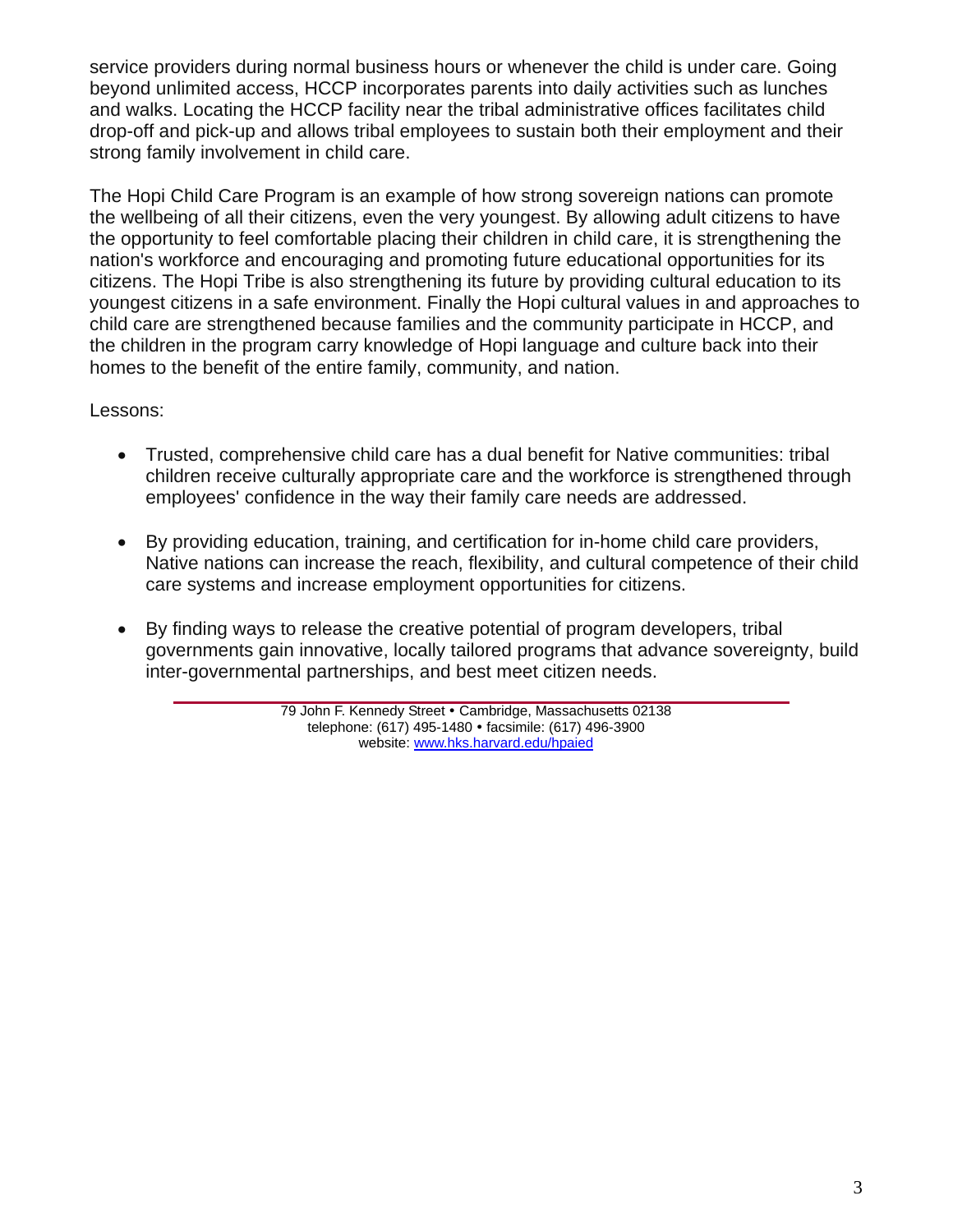service providers during normal business hours or whenever the child is under care. Going beyond unlimited access, HCCP incorporates parents into daily activities such as lunches and walks. Locating the HCCP facility near the tribal administrative offices facilitates child drop-off and pick-up and allows tribal employees to sustain both their employment and their strong family involvement in child care.

The Hopi Child Care Program is an example of how strong sovereign nations can promote the wellbeing of all their citizens, even the very youngest. By allowing adult citizens to have the opportunity to feel comfortable placing their children in child care, it is strengthening the nation's workforce and encouraging and promoting future educational opportunities for its citizens. The Hopi Tribe is also strengthening its future by providing cultural education to its youngest citizens in a safe environment. Finally the Hopi cultural values in and approaches to child care are strengthened because families and the community participate in HCCP, and the children in the program carry knowledge of Hopi language and culture back into their homes to the benefit of the entire family, community, and nation.

Lessons:

- Trusted, comprehensive child care has a dual benefit for Native communities: tribal children receive culturally appropriate care and the workforce is strengthened through employees' confidence in the way their family care needs are addressed.

- By providing education, training, and certification for in-home child care providers, Native nations can increase the reach, flexibility, and cultural competence of their child care systems and increase employment opportunities for citizens.

- By finding ways to release the creative potential of program developers, tribal governments gain innovative, locally tailored programs that advance sovereignty, build inter-governmental partnerships, and best meet citizen needs.

79 John F. Kennedy Street • Cambridge, Massachusetts 02138
telephone: (617) 495-1480 • facsimile: (617) 496-3900
website: www.hks.harvard.edu/hpaied